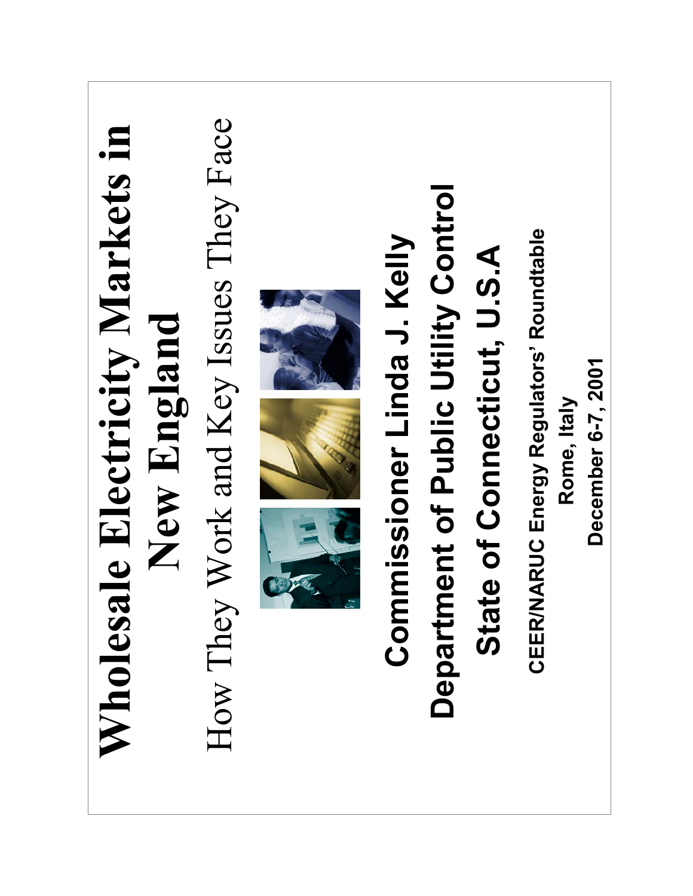# Wholesale Electricity Markets in New England

## How They Work and Key Issues They Face

**Commissioner Linda J. Kelly**

**Department of Public Utility Control**

**State of Connecticut, U.S.A**

**CEER/NARUC Energy Regulators' Roundtable**

**Rome, Italy**

**December 6-7, 2001**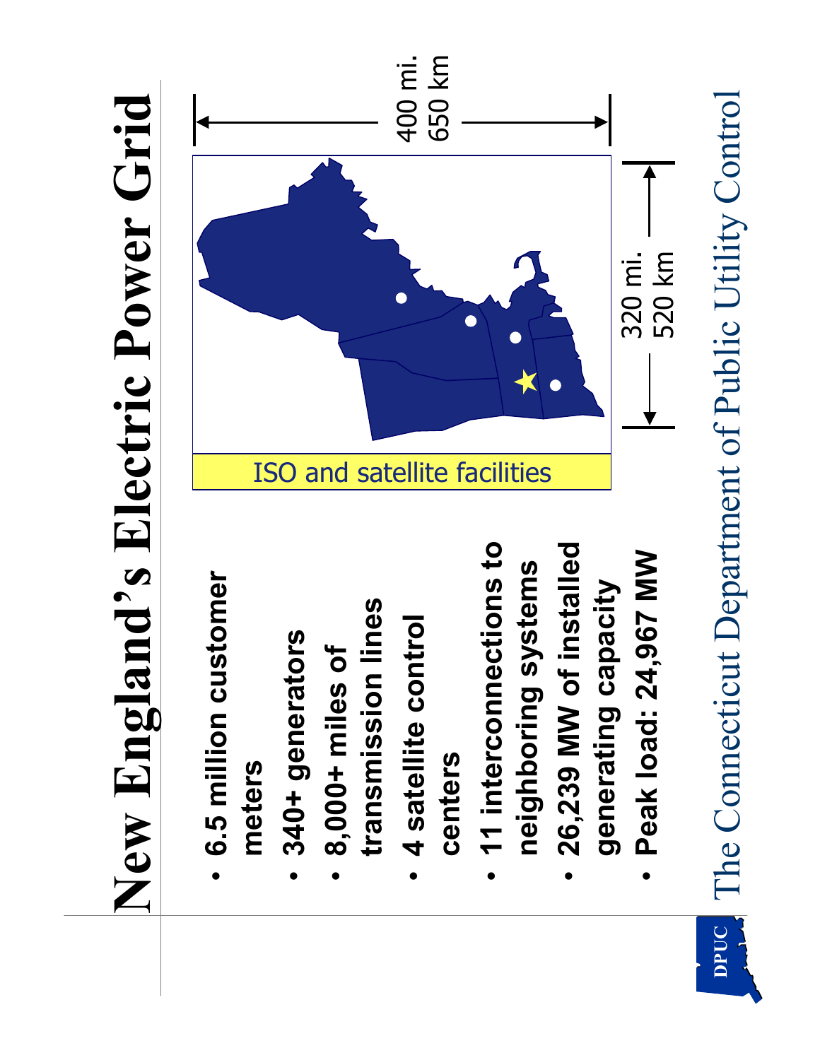# New England's Electric Power Grid

- 6.5 million customer meters
- 340+ generators
- 8,000+ miles of transmission lines
- 4 satellite control centers
- 11 interconnections to neighboring systems
- 26,239 MW of installed generating capacity
- Peak load: 24,967 MW

400 mi.
650 km

320 mi.
520 km

ISO and satellite facilities

The Connecticut Department of Public Utility Control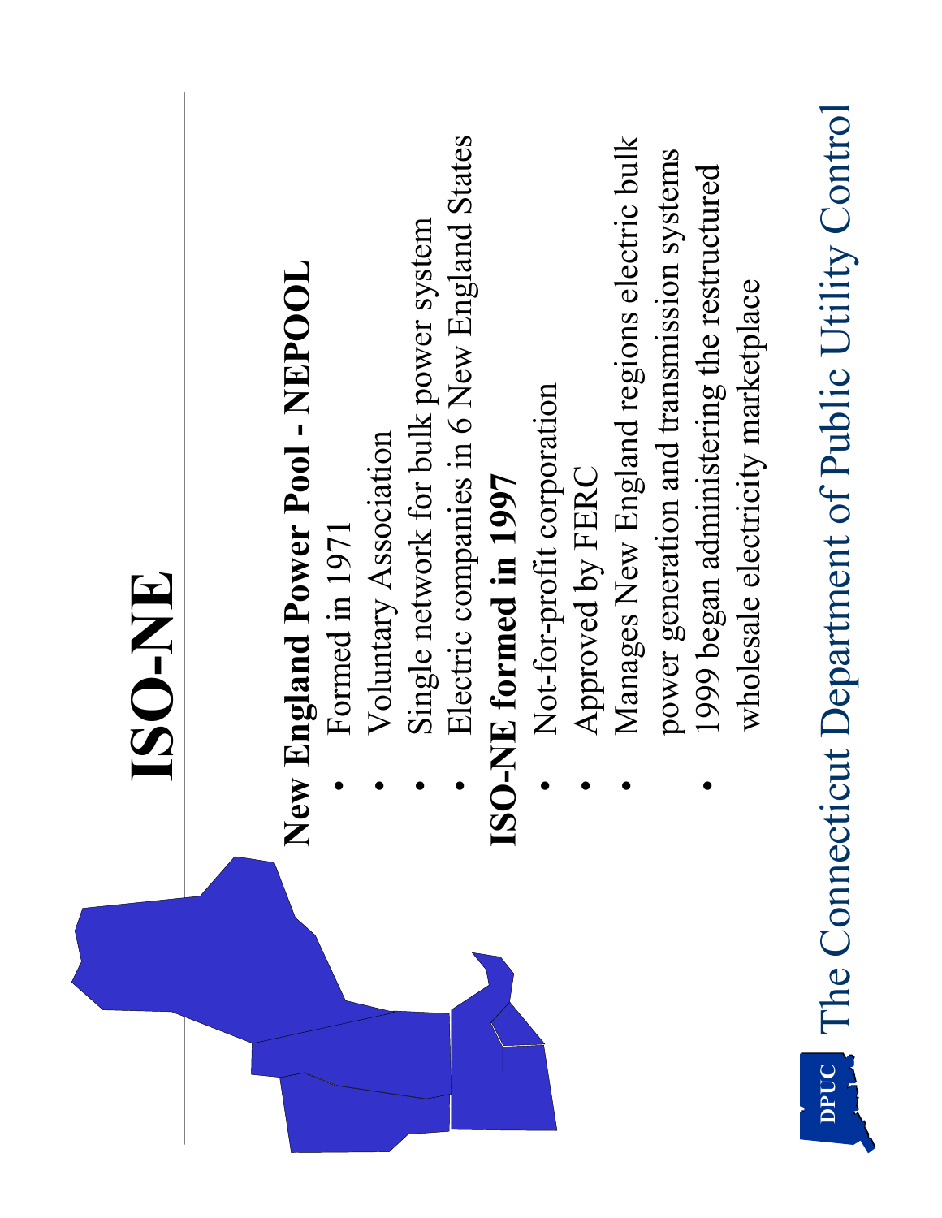# ISO-NE

**New England Power Pool - NEPOOL**

- Formed in 1971
- Voluntary Association
- Single network for bulk power system
- Electric companies in 6 New England States

**ISO-NE formed in 1997**

- Not-for-profit corporation
- Approved by FERC
- Manages New England regions electric bulk power generation and transmission systems
- 1999 began administering the restructured wholesale electricity marketplace

The Connecticut Department of Public Utility Control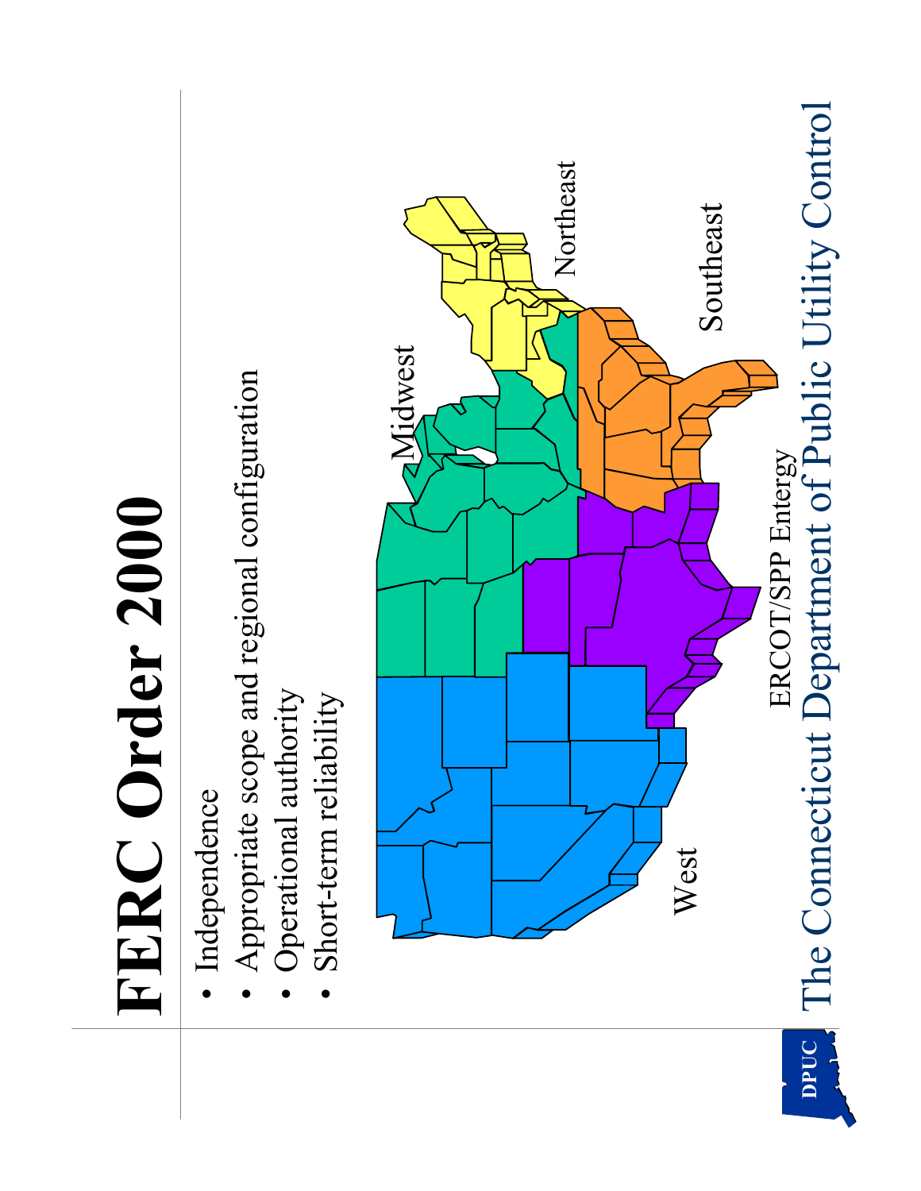# FERC Order 2000

- Independence
- Appropriate scope and regional configuration
- Operational authority
- Short-term reliability

West

Midwest

Northeast

Southeast

ERCOT/SPP Entergy

The Connecticut Department of Public Utility Control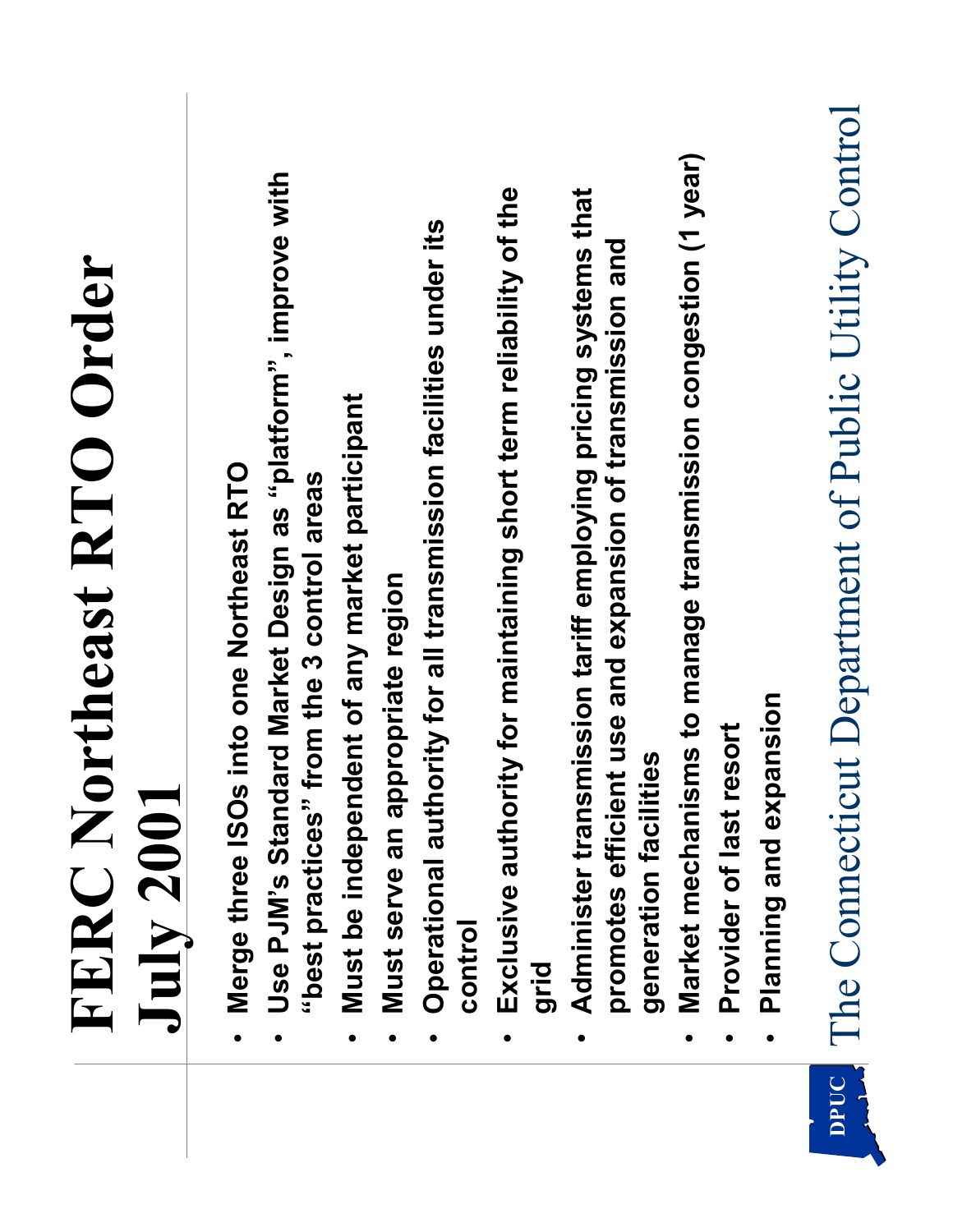# FERC Northeast RTO Order July 2001

- Merge three ISOs into one Northeast RTO
- Use PJM's Standard Market Design as "platform", improve with "best practices" from the 3 control areas
- Must be independent of any market participant
- Must serve an appropriate region
- Operational authority for all transmission facilities under its control
- Exclusive authority for maintaining short term reliability of the grid
- Administer transmission tariff employing pricing systems that promotes efficient use and expansion of transmission and generation facilities
- Market mechanisms to manage transmission congestion (1 year)
- Provider of last resort
- Planning and expansion

The Connecticut Department of Public Utility Control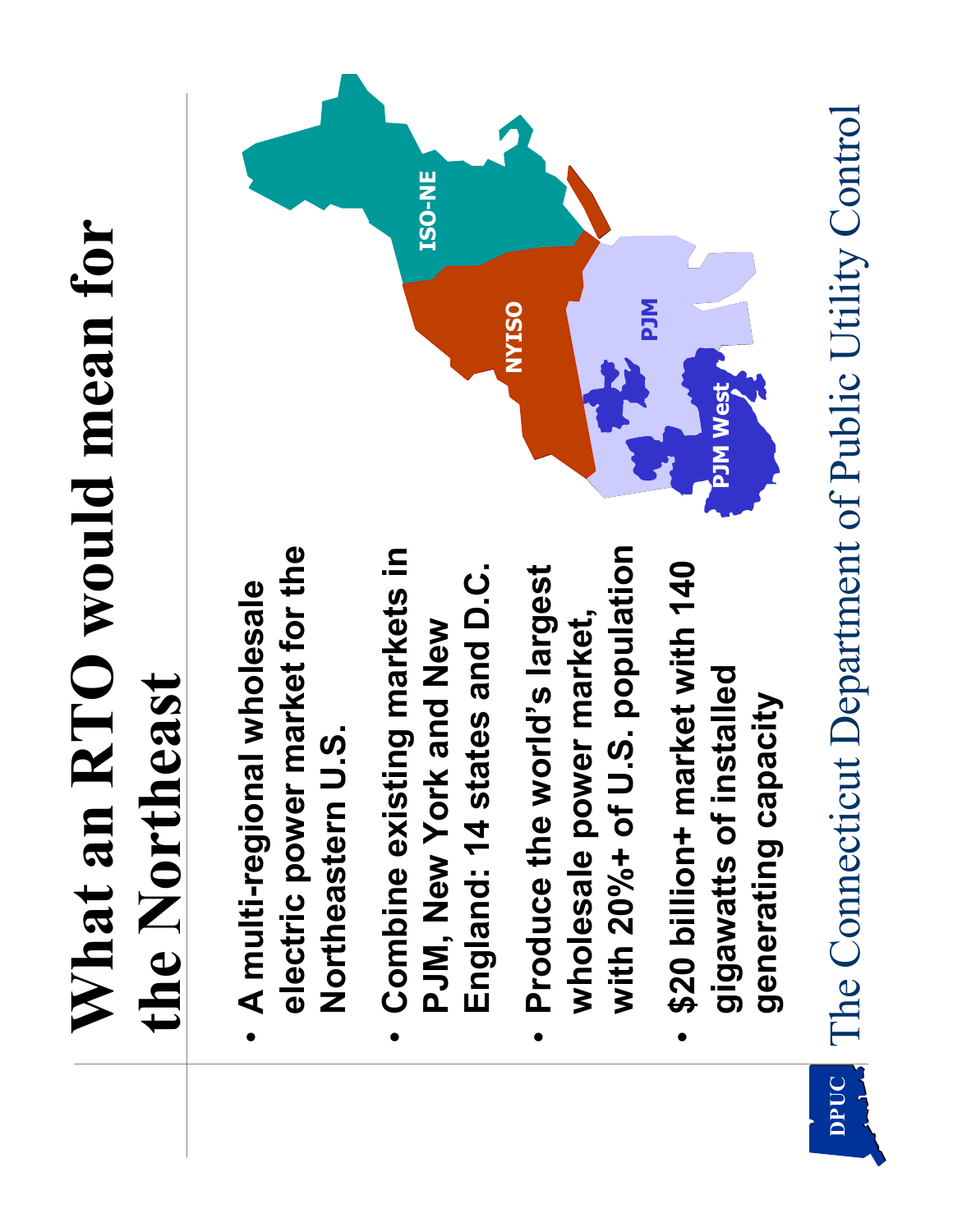# What an RTO would mean for the Northeast

- A multi-regional wholesale electric power market for the Northeastern U.S.
- Combine existing markets in PJM, New York and New England: 14 states and D.C.
- Produce the world's largest wholesale power market, with 20%+ of U.S. population
- $20 billion+ market with 140 gigawatts of installed generating capacity

ISO-NE

NYISO

PJM

PJM West

The Connecticut Department of Public Utility Control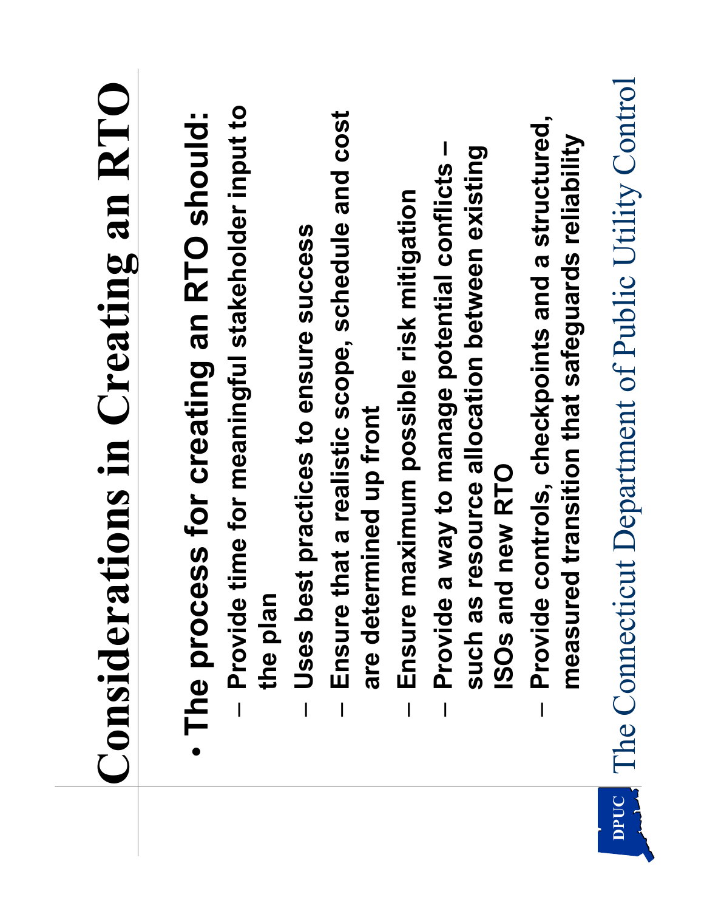# Considerations in Creating an RTO

- The process for creating an RTO should:
  - Provide time for meaningful stakeholder input to the plan
  - Uses best practices to ensure success
  - Ensure that a realistic scope, schedule and cost are determined up front
  - Ensure maximum possible risk mitigation
  - Provide a way to manage potential conflicts – such as resource allocation between existing ISOs and new RTO
  - Provide controls, checkpoints and a structured, measured transition that safeguards reliability

The Connecticut Department of Public Utility Control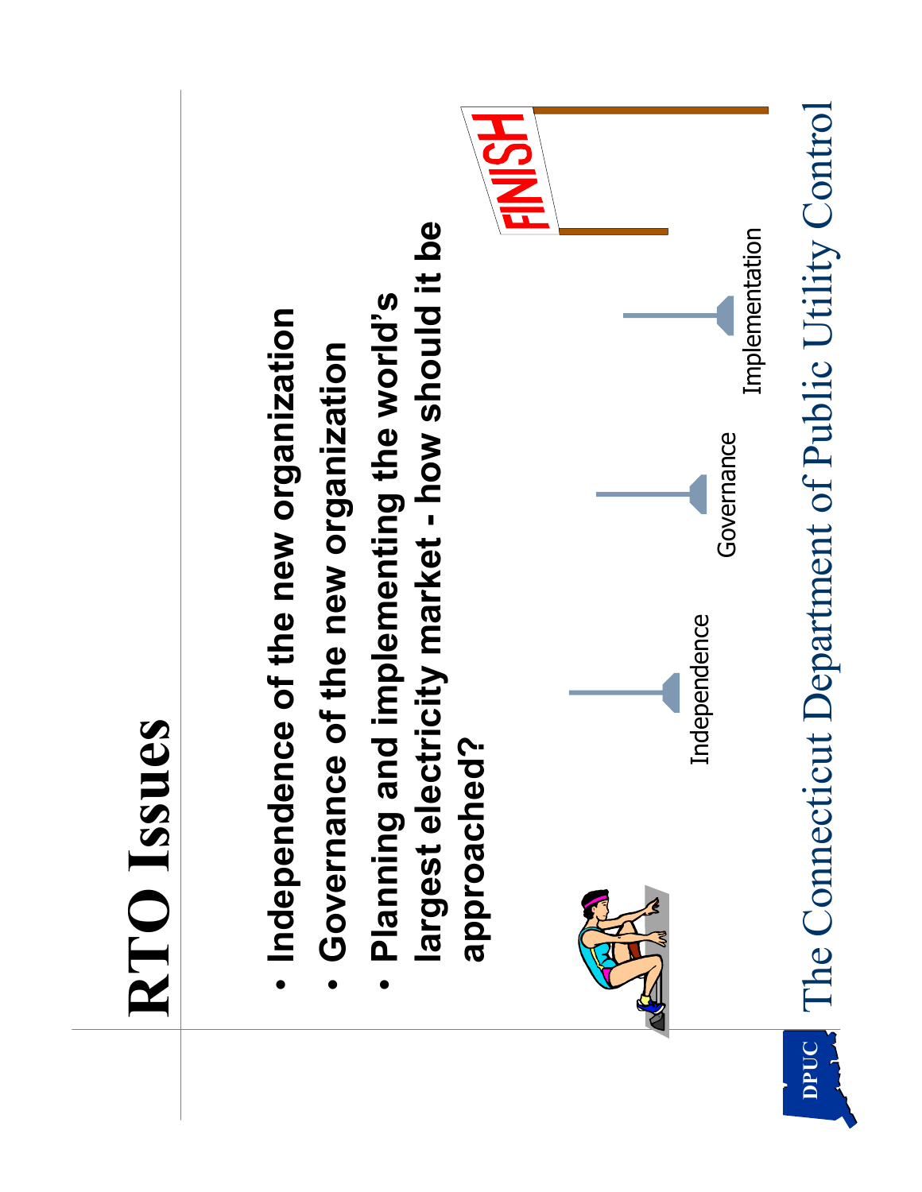# RTO Issues

- Independence of the new organization
- Governance of the new organization
- Planning and implementing the world's largest electricity market - how should it be approached?

Independence

Governance

Implementation

FINISH

The Connecticut Department of Public Utility Control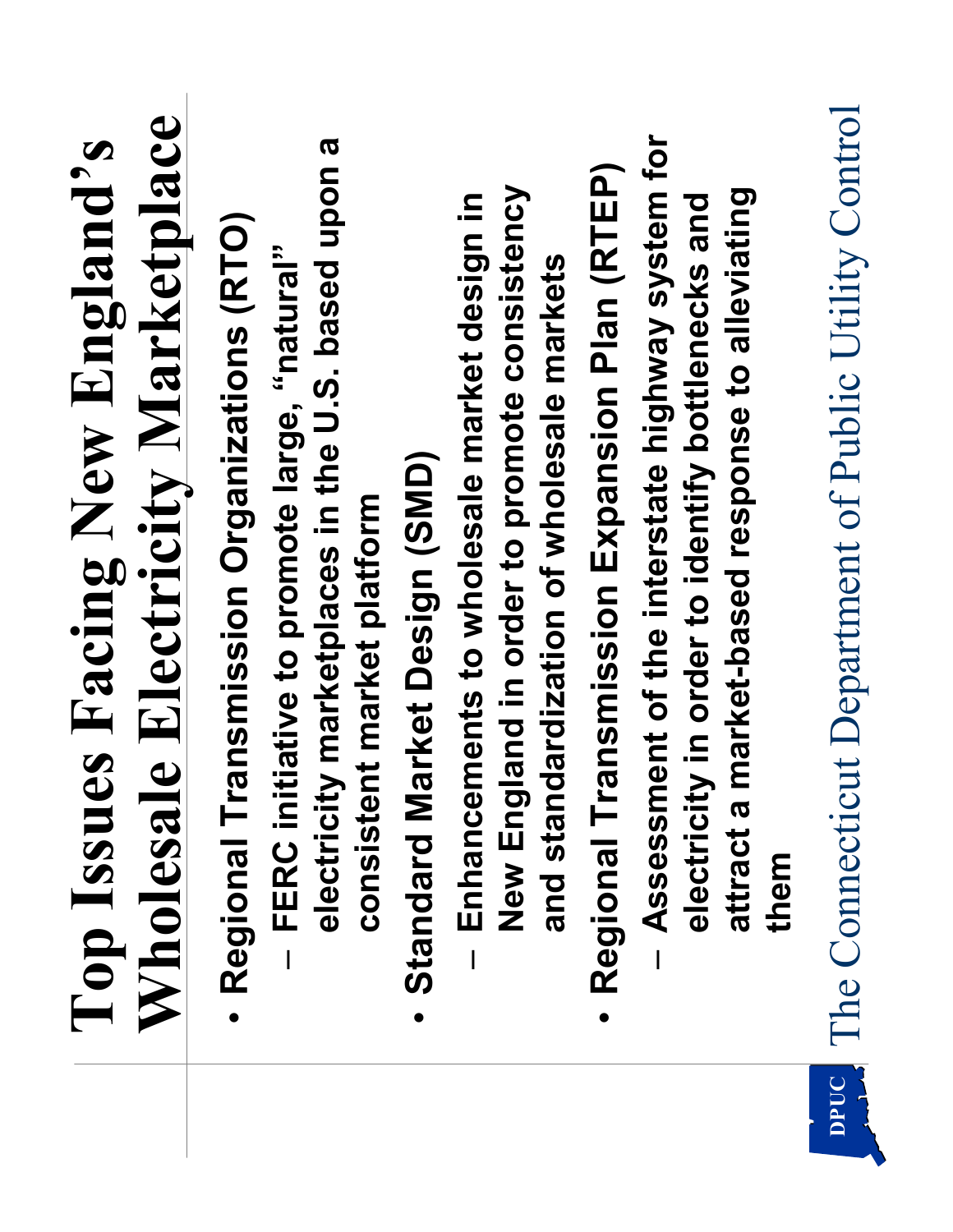# Top Issues Facing New England's Wholesale Electricity Marketplace

- Regional Transmission Organizations (RTO)
  - FERC initiative to promote large, "natural" electricity marketplaces in the U.S. based upon a consistent market platform
- Standard Market Design (SMD)
  - Enhancements to wholesale market design in New England in order to promote consistency and standardization of wholesale markets
- Regional Transmission Expansion Plan (RTEP)
  - Assessment of the interstate highway system for electricity in order to identify bottlenecks and attract a market-based response to alleviating them

The Connecticut Department of Public Utility Control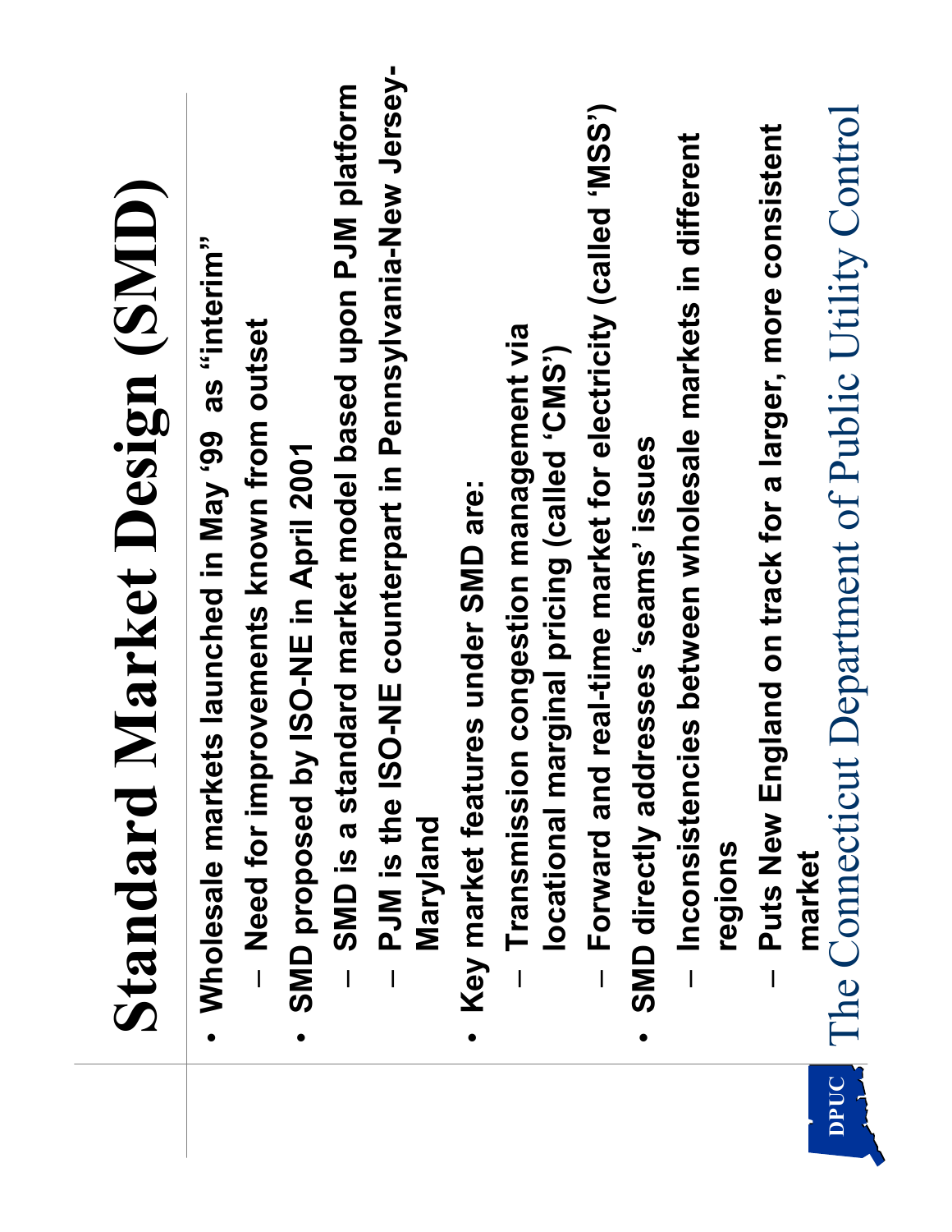# Standard Market Design (SMD)

- Wholesale markets launched in May '99 as "interim"
  - Need for improvements known from outset
- SMD proposed by ISO-NE in April 2001
  - SMD is a standard market model based upon PJM platform
  - PJM is the ISO-NE counterpart in Pennsylvania-New Jersey-Maryland
- Key market features under SMD are:
  - Transmission congestion management via locational marginal pricing (called 'CMS')
  - Forward and real-time market for electricity (called 'MSS')
- SMD directly addresses 'seams' issues
  - Inconsistencies between wholesale markets in different regions
  - Puts New England on track for a larger, more consistent market

The Connecticut Department of Public Utility Control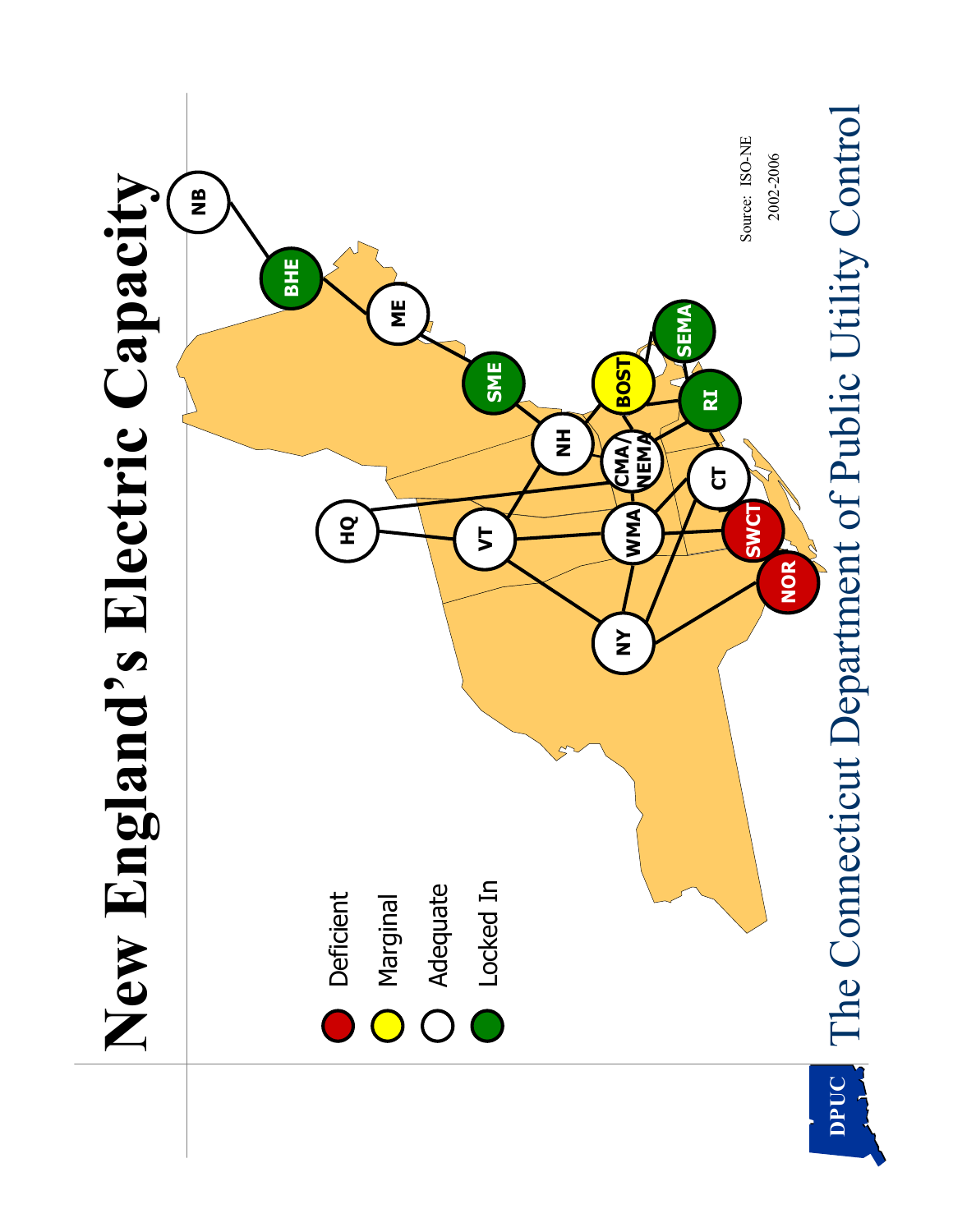# New England's Electric Capacity

- Deficient
- Marginal
- Adequate
- Locked In

NB, BHE, ME, SME, NH, BOST, SEMA, RI, CMA/NEMA, CT, HQ, VT, WMA, SWCT, NOR, NY

Source: ISO-NE 2002-2006

The Connecticut Department of Public Utility Control

DPUC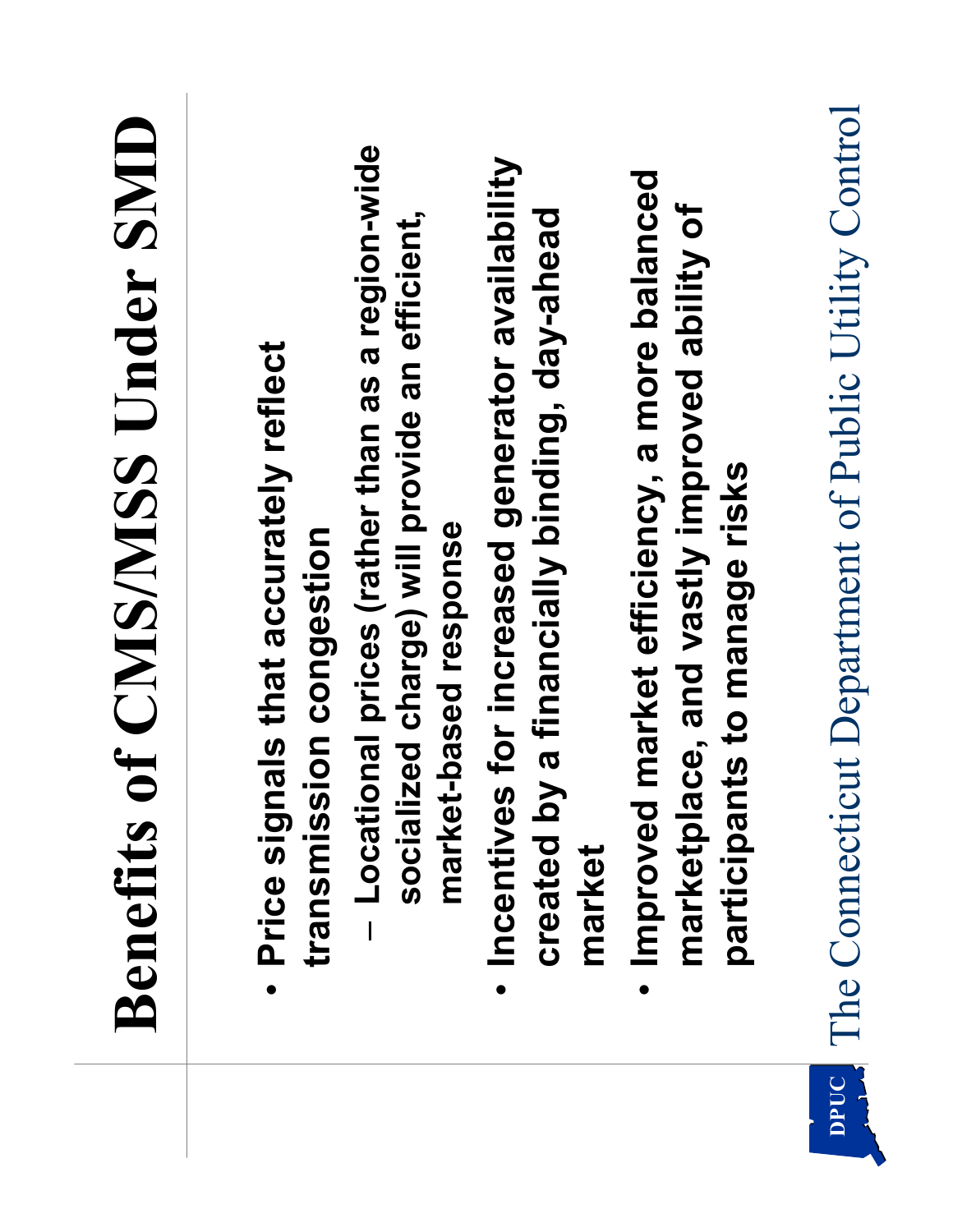# Benefits of CMS/MSS Under SMD

- Price signals that accurately reflect transmission congestion
  - Locational prices (rather than as a region-wide socialized charge) will provide an efficient, market-based response
- Incentives for increased generator availability created by a financially binding, day-ahead market
- Improved market efficiency, a more balanced marketplace, and vastly improved ability of participants to manage risks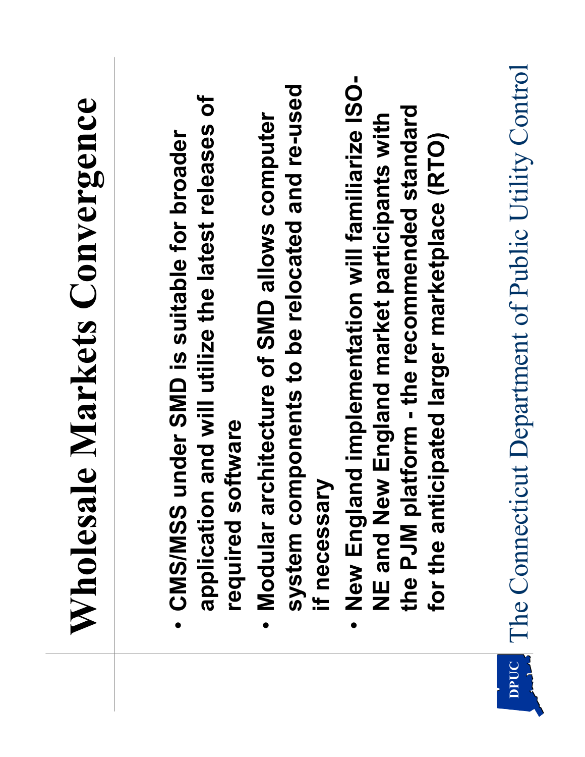# Wholesale Markets Convergence

- CMS/MSS under SMD is suitable for broader application and will utilize the latest releases of required software
- Modular architecture of SMD allows computer system components to be relocated and re-used if necessary
- New England implementation will familiarize ISO-NE and New England market participants with the PJM platform - the recommended standard for the anticipated larger marketplace (RTO)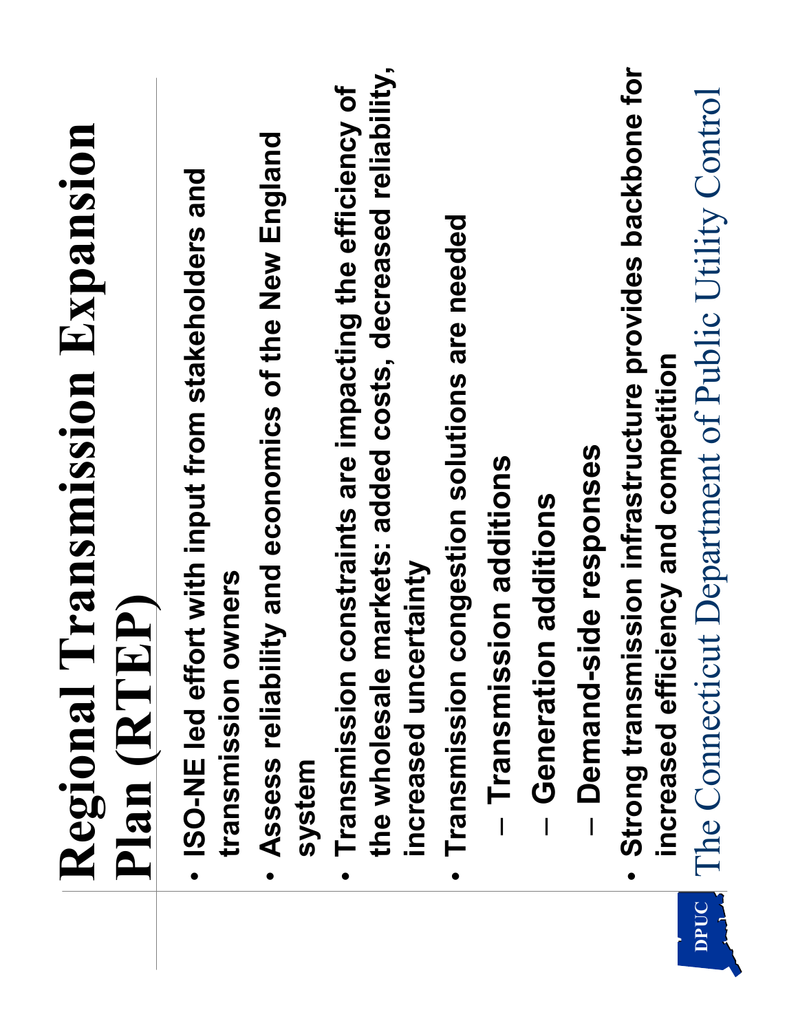# Regional Transmission Expansion Plan (RTEP)

- ISO-NE led effort with input from stakeholders and transmission owners
- Assess reliability and economics of the New England system
- Transmission constraints are impacting the efficiency of the wholesale markets: added costs, decreased reliability, increased uncertainty
- Transmission congestion solutions are needed
  - Transmission additions
  - Generation additions
  - Demand-side responses
- Strong transmission infrastructure provides backbone for increased efficiency and competition

The Connecticut Department of Public Utility Control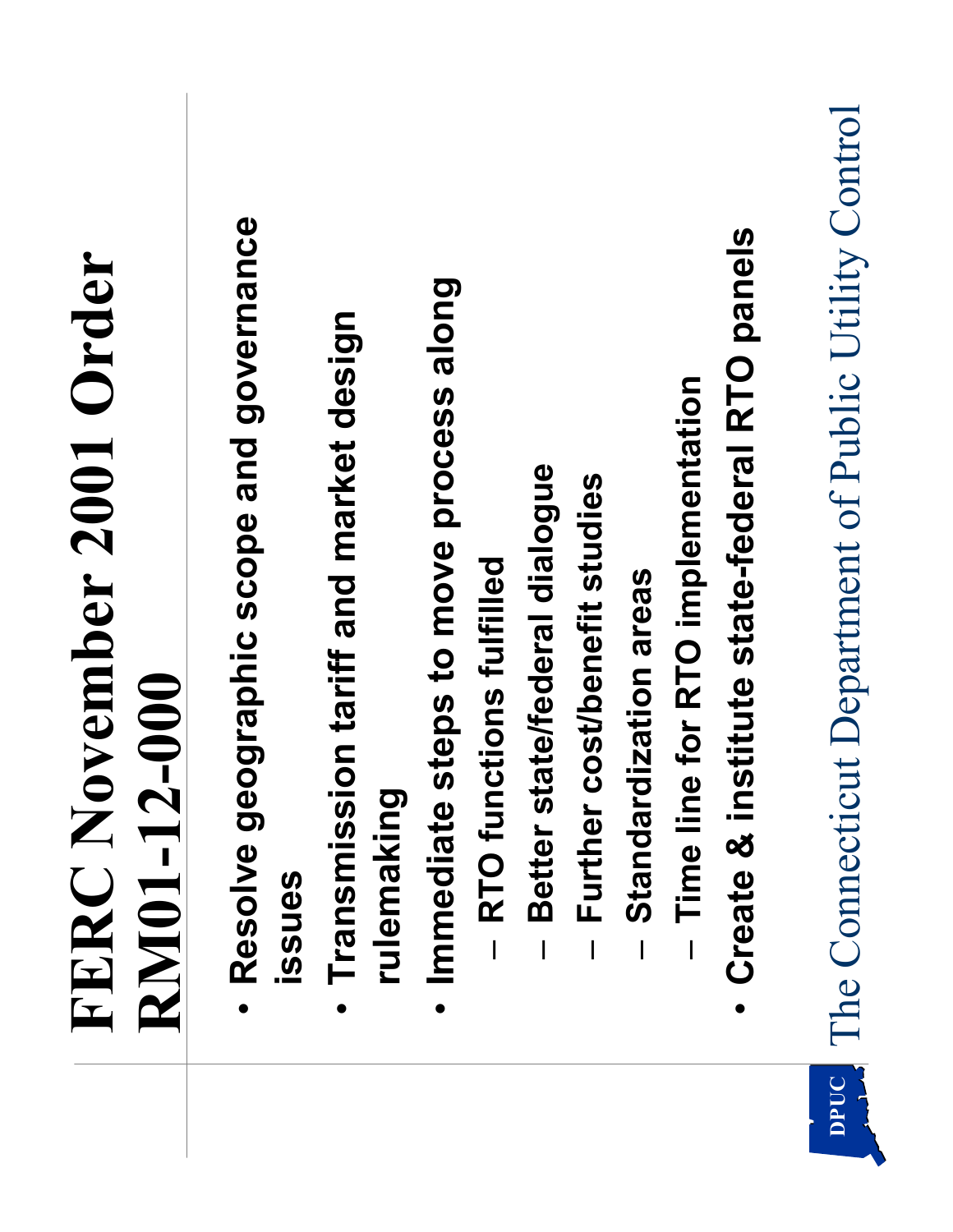# FERC November 2001 Order RM01-12-000

- Resolve geographic scope and governance issues
- Transmission tariff and market design rulemaking
- Immediate steps to move process along
  - RTO functions fulfilled
  - Better state/federal dialogue
  - Further cost/benefit studies
  - Standardization areas
  - Time line for RTO implementation
- Create & institute state-federal RTO panels

The Connecticut Department of Public Utility Control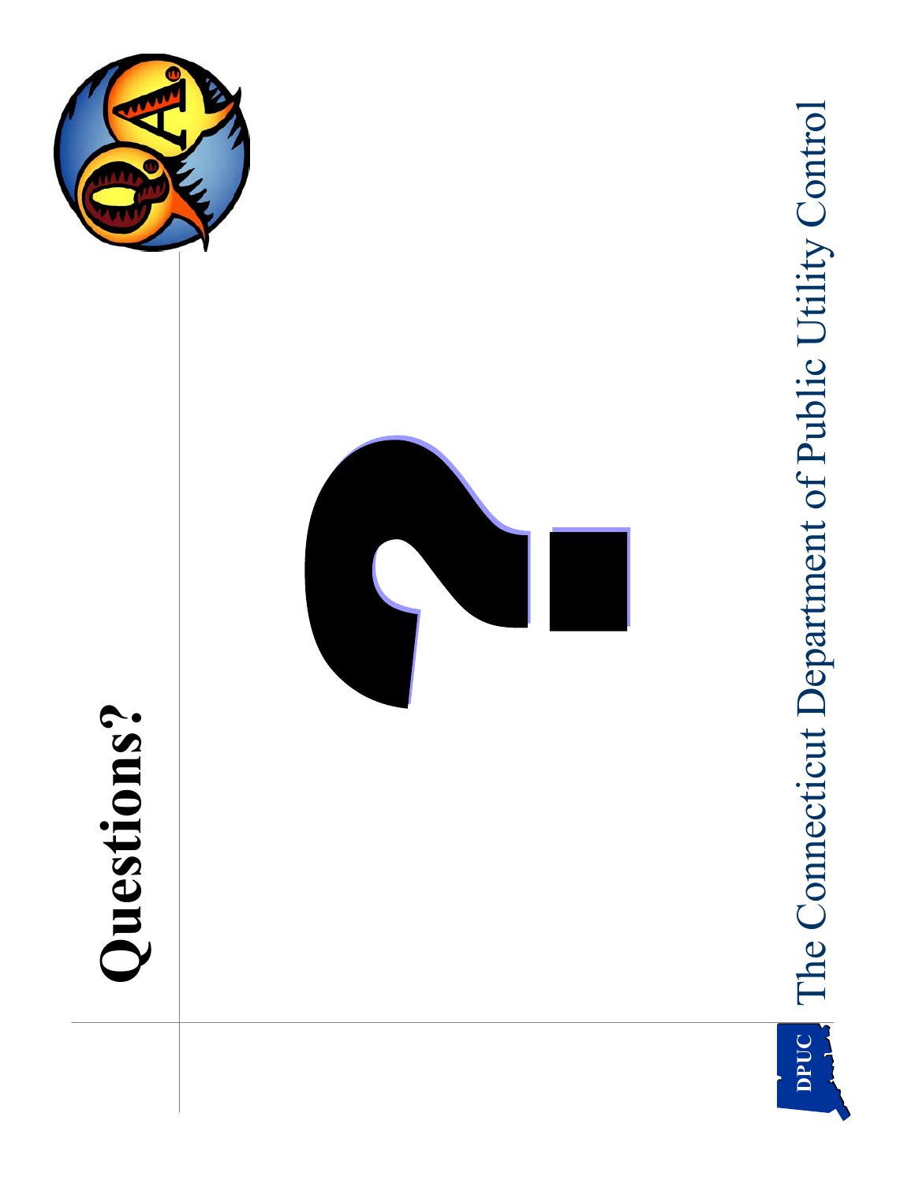# Questions?

?

The Connecticut Department of Public Utility Control

DPUC